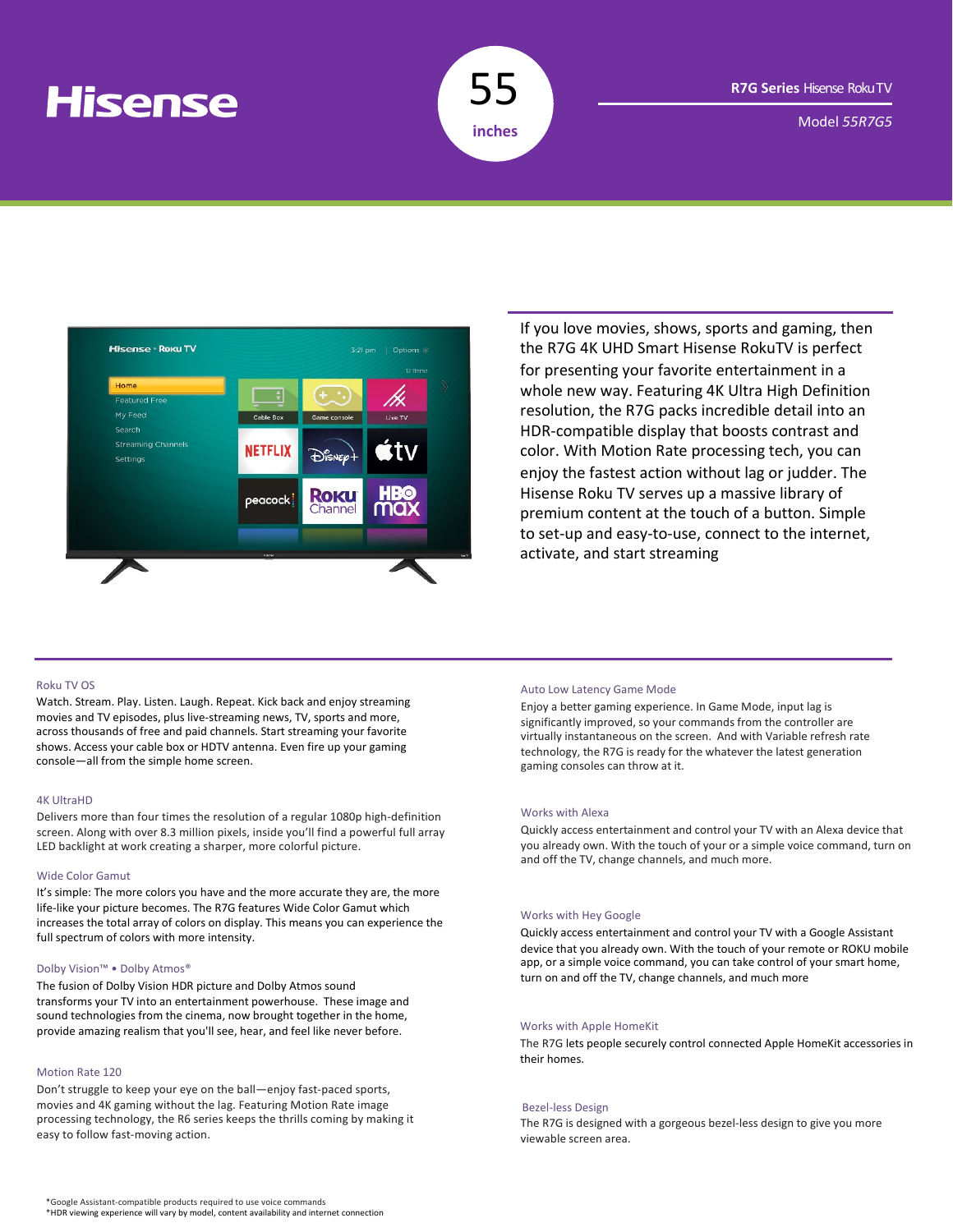# Hisense

**55 inches**

**R7G Series** Hisense Roku TV

Model *55R7G5*

If you love movies, shows, sports and gaming, then the R7G 4K UHD Smart Hisense RokuTV is perfect for presenting your favorite entertainment in a whole new way. Featuring 4K Ultra High Definition resolution, the R7G packs incredible detail into an HDR-compatible display that boosts contrast and color. With Motion Rate processing tech, you can enjoy the fastest action without lag or judder. The Hisense Roku TV serves up a massive library of premium content at the touch of a button. Simple to set-up and easy-to-use, connect to the internet, activate, and start streaming

### Roku TV OS

Watch. Stream. Play. Listen. Laugh. Repeat. Kick back and enjoy streaming movies and TV episodes, plus live-streaming news, TV, sports and more, across thousands of free and paid channels. Start streaming your favorite shows. Access your cable box or HDTV antenna. Even fire up your gaming console—all from the simple home screen.

### 4K UltraHD

Delivers more than four times the resolution of a regular 1080p high-definition screen. Along with over 8.3 million pixels, inside you'll find a powerful full array LED backlight at work creating a sharper, more colorful picture.

### Wide Color Gamut

It's simple: The more colors you have and the more accurate they are, the more life-like your picture becomes. The R7G features Wide Color Gamut which increases the total array of colors on display. This means you can experience the full spectrum of colors with more intensity.

### Dolby Vision™ • Dolby Atmos®

The fusion of Dolby Vision HDR picture and Dolby Atmos sound transforms your TV into an entertainment powerhouse. These image and sound technologies from the cinema, now brought together in the home, provide amazing realism that you'll see, hear, and feel like never before.

### Motion Rate 120

Don't struggle to keep your eye on the ball—enjoy fast-paced sports, movies and 4K gaming without the lag. Featuring Motion Rate image processing technology, the R6 series keeps the thrills coming by making it easy to follow fast-moving action.

### Auto Low Latency Game Mode

Enjoy a better gaming experience. In Game Mode, input lag is significantly improved, so your commands from the controller are virtually instantaneous on the screen. And with Variable refresh rate technology, the R7G is ready for the whatever the latest generation gaming consoles can throw at it.

### Works with Alexa

Quickly access entertainment and control your TV with an Alexa device that you already own. With the touch of your or a simple voice command, turn on and off the TV, change channels, and much more.

### Works with Hey Google

Quickly access entertainment and control your TV with a Google Assistant device that you already own. With the touch of your remote or ROKU mobile app, or a simple voice command, you can take control of your smart home, turn on and off the TV, change channels, and much more

### Works with Apple HomeKit

The R7G lets people securely control connected Apple HomeKit accessories in their homes.

### Bezel-less Design

The R7G is designed with a gorgeous bezel-less design to give you more viewable screen area.

*Google Assistant-compatible products required to use voice commands
*HDR viewing experience will vary by model, content availability and internet connection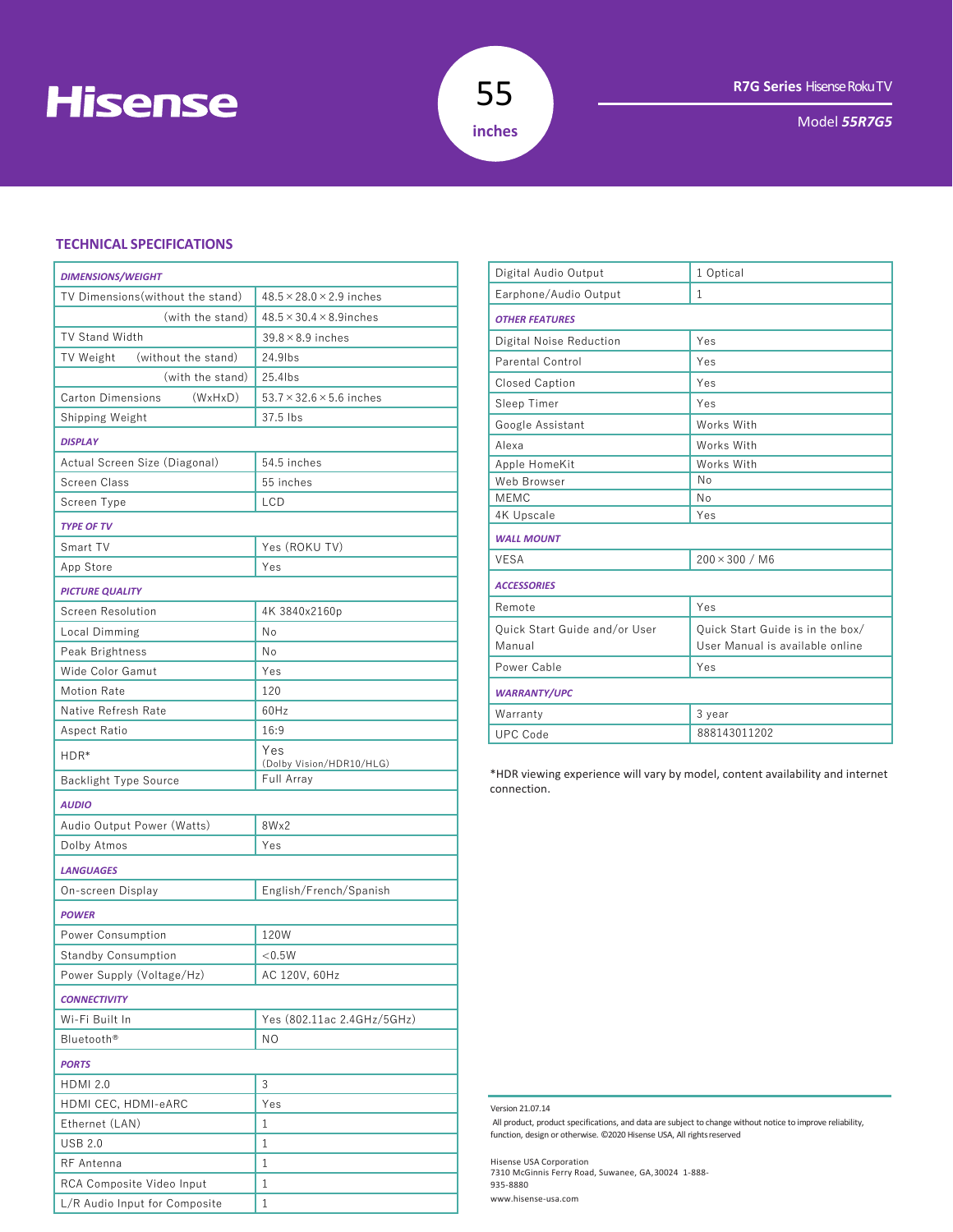# Hisense

**55 inches**

**R7G Series** Hisense Roku TV

Model ***55R7G5***

## TECHNICAL SPECIFICATIONS

| | |
|---|---|
| ***DIMENSIONS/WEIGHT*** | |
| TV Dimensions(without the stand) | 48.5 × 28.0 × 2.9 inches |
| (with the stand) | 48.5 × 30.4 × 8.9inches |
| TV Stand Width | 39.8 × 8.9 inches |
| TV Weight (without the stand) | 24.9lbs |
| (with the stand) | 25.4lbs |
| Carton Dimensions (WxHxD) | 53.7 × 32.6 × 5.6 inches |
| Shipping Weight | 37.5 lbs |
| ***DISPLAY*** | |
| Actual Screen Size (Diagonal) | 54.5 inches |
| Screen Class | 55 inches |
| Screen Type | LCD |
| ***TYPE OF TV*** | |
| Smart TV | Yes (ROKU TV) |
| App Store | Yes |
| ***PICTURE QUALITY*** | |
| Screen Resolution | 4K 3840x2160p |
| Local Dimming | No |
| Peak Brightness | No |
| Wide Color Gamut | Yes |
| Motion Rate | 120 |
| Native Refresh Rate | 60Hz |
| Aspect Ratio | 16:9 |
| HDR* | Yes (Dolby Vision/HDR10/HLG) |
| Backlight Type Source | Full Array |
| ***AUDIO*** | |
| Audio Output Power (Watts) | 8Wx2 |
| Dolby Atmos | Yes |
| ***LANGUAGES*** | |
| On-screen Display | English/French/Spanish |
| ***POWER*** | |
| Power Consumption | 120W |
| Standby Consumption | <0.5W |
| Power Supply (Voltage/Hz) | AC 120V, 60Hz |
| ***CONNECTIVITY*** | |
| Wi-Fi Built In | Yes (802.11ac 2.4GHz/5GHz) |
| Bluetooth® | NO |
| ***PORTS*** | |
| HDMI 2.0 | 3 |
| HDMI CEC, HDMI-eARC | Yes |
| Ethernet (LAN) | 1 |
| USB 2.0 | 1 |
| RF Antenna | 1 |
| RCA Composite Video Input | 1 |
| L/R Audio Input for Composite | 1 |
| Digital Audio Output | 1 Optical |
| Earphone/Audio Output | 1 |
| ***OTHER FEATURES*** | |
| Digital Noise Reduction | Yes |
| Parental Control | Yes |
| Closed Caption | Yes |
| Sleep Timer | Yes |
| Google Assistant | Works With |
| Alexa | Works With |
| Apple HomeKit | Works With |
| Web Browser | No |
| MEMC | No |
| 4K Upscale | Yes |
| ***WALL MOUNT*** | |
| VESA | 200 × 300 / M6 |
| ***ACCESSORIES*** | |
| Remote | Yes |
| Quick Start Guide and/or User Manual | Quick Start Guide is in the box/ User Manual is available online |
| Power Cable | Yes |
| ***WARRANTY/UPC*** | |
| Warranty | 3 year |
| UPC Code | 888143011202 |

*HDR viewing experience will vary by model, content availability and internet connection.

Version 21.07.14

All product, product specifications, and data are subject to change without notice to improve reliability, function, design or otherwise. ©2020 Hisense USA, All rights reserved

Hisense USA Corporation
7310 McGinnis Ferry Road, Suwanee, GA, 30024 1-888-935-8880

www.hisense-usa.com